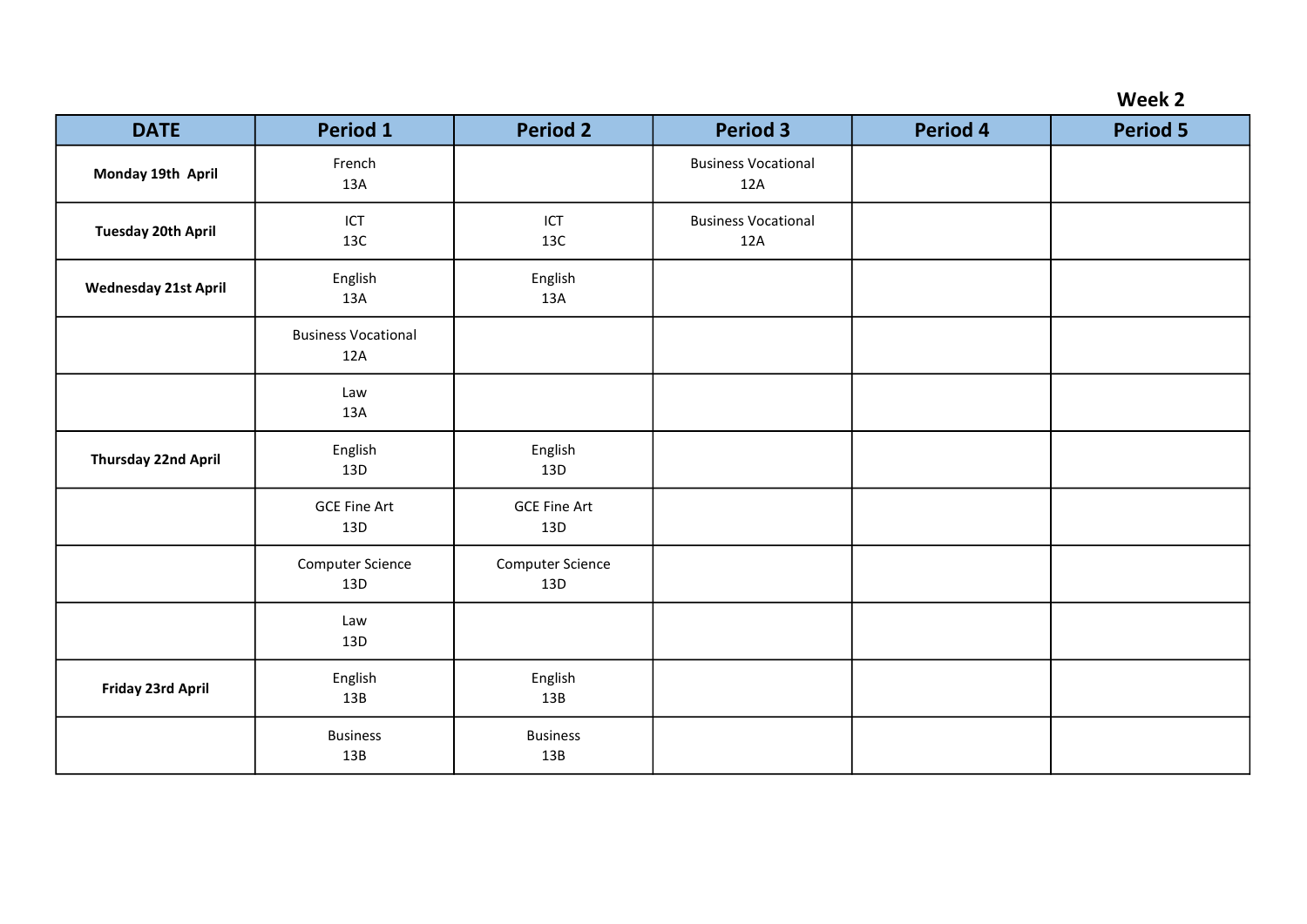**Week 2**

| DATE | Period 1 | Period 2 | Period 3 | Period 4 | Period 5 |
|---|---|---|---|---|---|
| **Monday 19th April** | French 13A | | Business Vocational 12A | | |
| **Tuesday 20th April** | ICT 13C | ICT 13C | Business Vocational 12A | | |
| **Wednesday 21st April** | English 13A | English 13A | | | |
| | Business Vocational 12A | | | | |
| | Law 13A | | | | |
| **Thursday 22nd April** | English 13D | English 13D | | | |
| | GCE Fine Art 13D | GCE Fine Art 13D | | | |
| | Computer Science 13D | Computer Science 13D | | | |
| | Law 13D | | | | |
| **Friday 23rd April** | English 13B | English 13B | | | |
| | Business 13B | Business 13B | | | |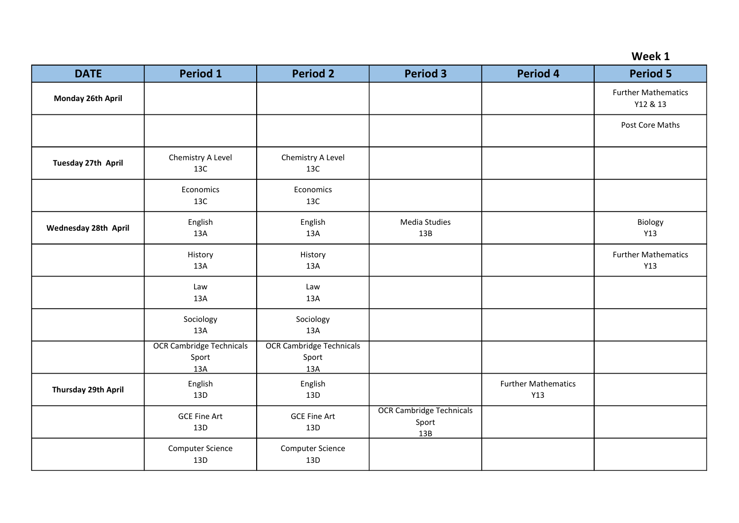**Week 1**

| DATE | Period 1 | Period 2 | Period 3 | Period 4 | Period 5 |
|---|---|---|---|---|---|
| **Monday 26th April** | | | | | Further Mathematics Y12 & 13 |
| | | | | | Post Core Maths |
| **Tuesday 27th April** | Chemistry A Level 13C | Chemistry A Level 13C | | | |
| | Economics 13C | Economics 13C | | | |
| **Wednesday 28th April** | English 13A | English 13A | Media Studies 13B | | Biology Y13 |
| | History 13A | History 13A | | | Further Mathematics Y13 |
| | Law 13A | Law 13A | | | |
| | Sociology 13A | Sociology 13A | | | |
| | OCR Cambridge Technicals Sport 13A | OCR Cambridge Technicals Sport 13A | | | |
| **Thursday 29th April** | English 13D | English 13D | | Further Mathematics Y13 | |
| | GCE Fine Art 13D | GCE Fine Art 13D | OCR Cambridge Technicals Sport 13B | | |
| | Computer Science 13D | Computer Science 13D | | | |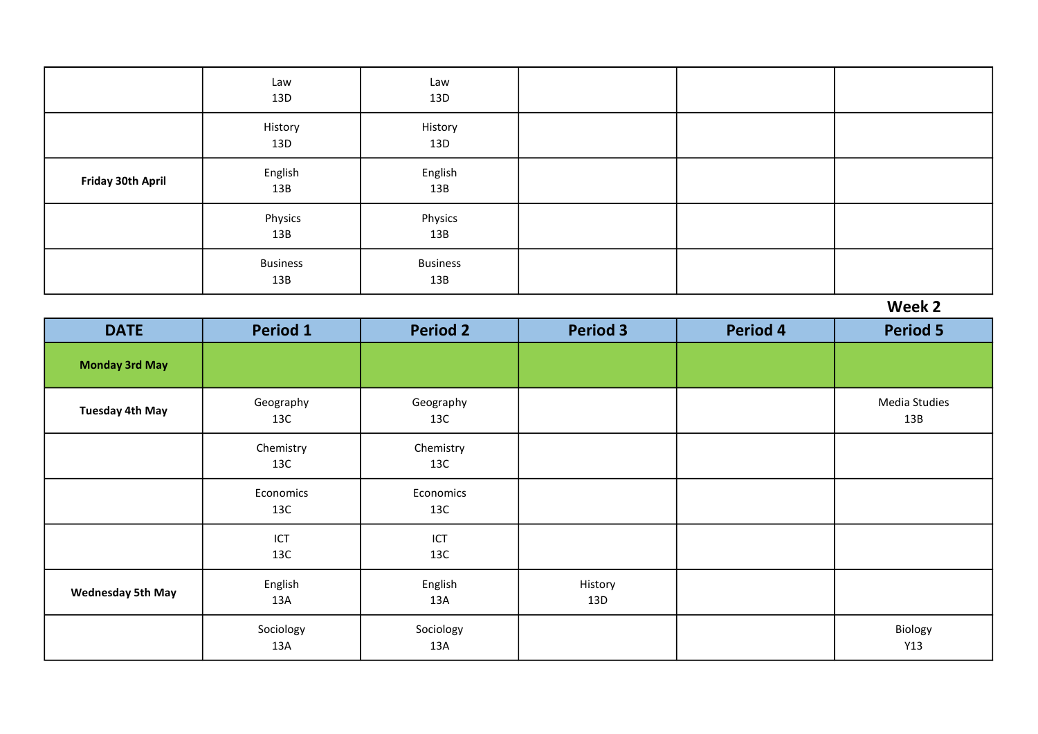| | | | | | |
|---|---|---|---|---|---|
| | Law 13D | Law 13D | | | |
| | History 13D | History 13D | | | |
| **Friday 30th April** | English 13B | English 13B | | | |
| | Physics 13B | Physics 13B | | | |
| | Business 13B | Business 13B | | | |

**Week 2**

| DATE | Period 1 | Period 2 | Period 3 | Period 4 | Period 5 |
|---|---|---|---|---|---|
| **Monday 3rd May** | | | | | |
| **Tuesday 4th May** | Geography 13C | Geography 13C | | | Media Studies 13B |
| | Chemistry 13C | Chemistry 13C | | | |
| | Economics 13C | Economics 13C | | | |
| | ICT 13C | ICT 13C | | | |
| **Wednesday 5th May** | English 13A | English 13A | History 13D | | |
| | Sociology 13A | Sociology 13A | | | Biology Y13 |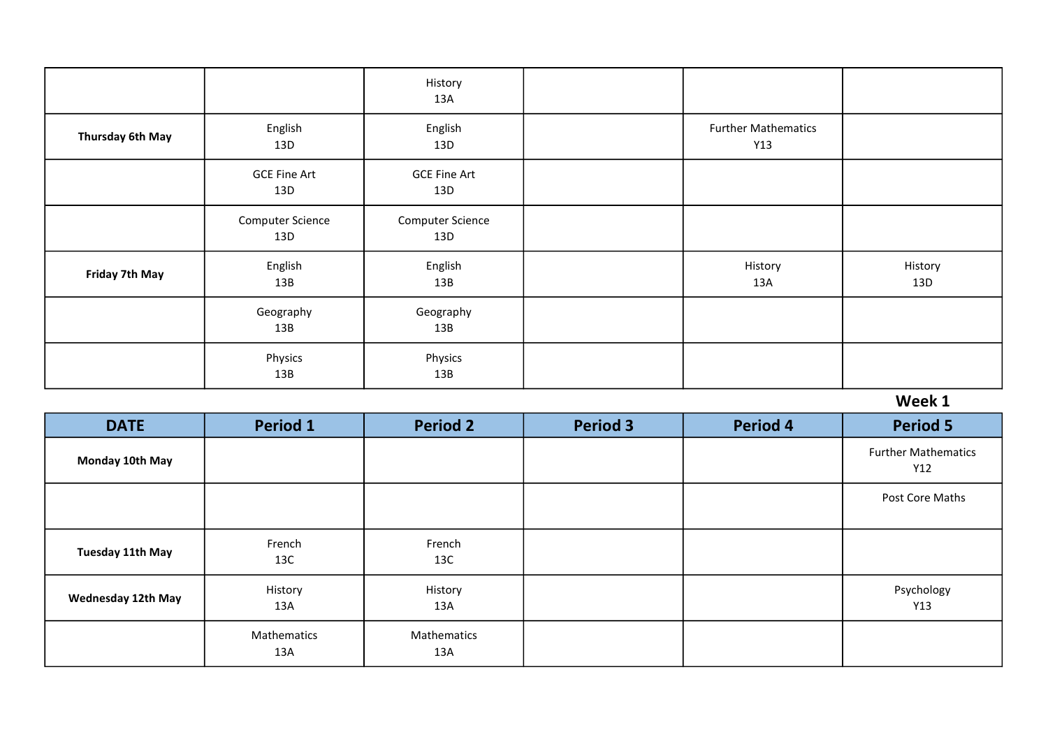| | | | | | |
|---|---|---|---|---|---|
| | | History 13A | | | |
| **Thursday 6th May** | English 13D | English 13D | | Further Mathematics Y13 | |
| | GCE Fine Art 13D | GCE Fine Art 13D | | | |
| | Computer Science 13D | Computer Science 13D | | | |
| **Friday 7th May** | English 13B | English 13B | | History 13A | History 13D |
| | Geography 13B | Geography 13B | | | |
| | Physics 13B | Physics 13B | | | |

**Week 1**

| DATE | Period 1 | Period 2 | Period 3 | Period 4 | Period 5 |
|---|---|---|---|---|---|
| **Monday 10th May** | | | | | Further Mathematics Y12 |
| | | | | | Post Core Maths |
| **Tuesday 11th May** | French 13C | French 13C | | | |
| **Wednesday 12th May** | History 13A | History 13A | | | Psychology Y13 |
| | Mathematics 13A | Mathematics 13A | | | |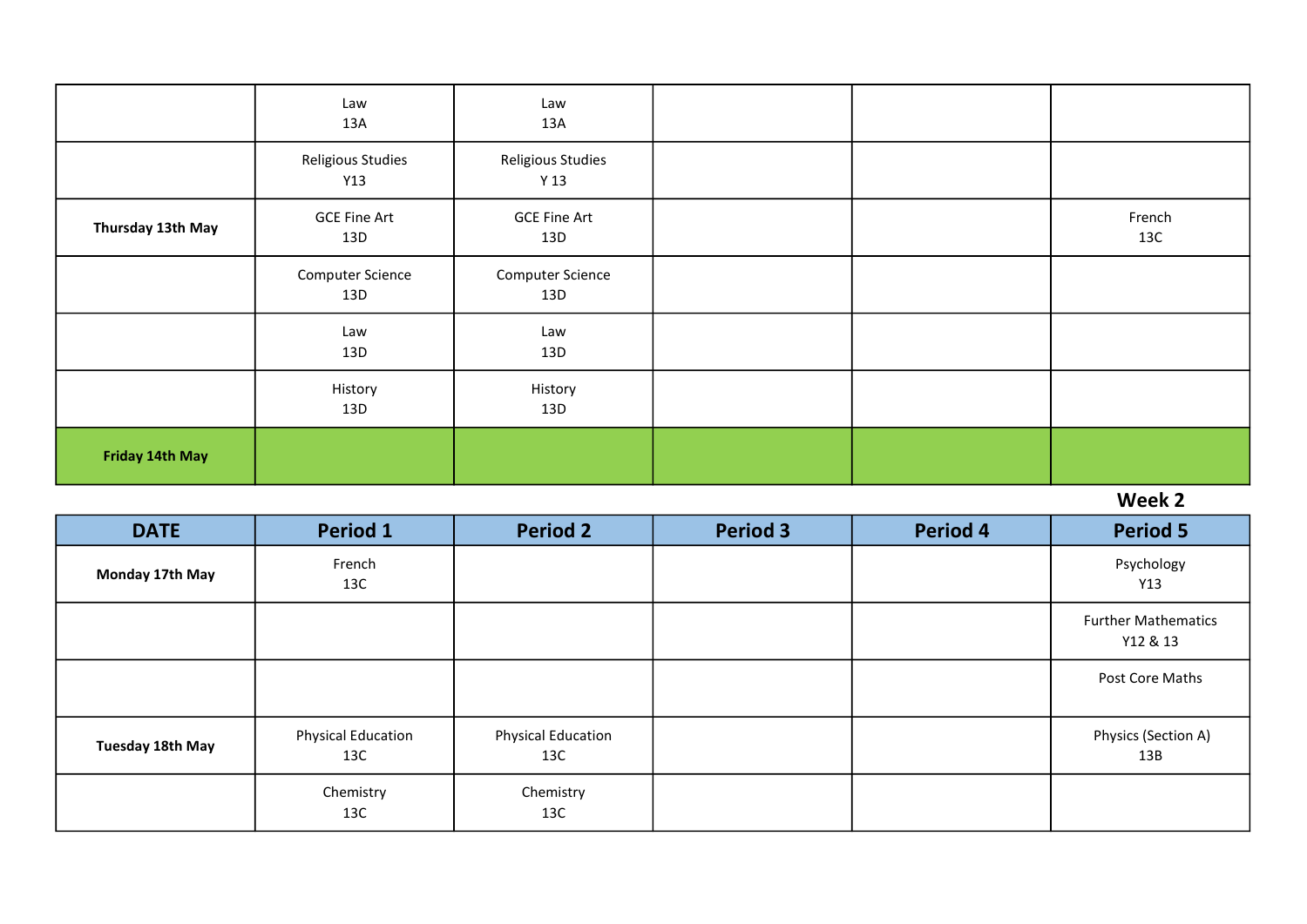| | | | | | |
|---|---|---|---|---|---|
| | Law<br>13A | Law<br>13A | | | |
| | Religious Studies<br>Y13 | Religious Studies<br>Y 13 | | | |
| **Thursday 13th May** | GCE Fine Art<br>13D | GCE Fine Art<br>13D | | | French<br>13C |
| | Computer Science<br>13D | Computer Science<br>13D | | | |
| | Law<br>13D | Law<br>13D | | | |
| | History<br>13D | History<br>13D | | | |
| **Friday 14th May** | | | | | |

**Week 2**

| DATE | Period 1 | Period 2 | Period 3 | Period 4 | Period 5 |
|---|---|---|---|---|---|
| **Monday 17th May** | French<br>13C | | | | Psychology<br>Y13 |
| | | | | | Further Mathematics<br>Y12 & 13 |
| | | | | | Post Core Maths |
| **Tuesday 18th May** | Physical Education<br>13C | Physical Education<br>13C | | | Physics (Section A)<br>13B |
| | Chemistry<br>13C | Chemistry<br>13C | | | |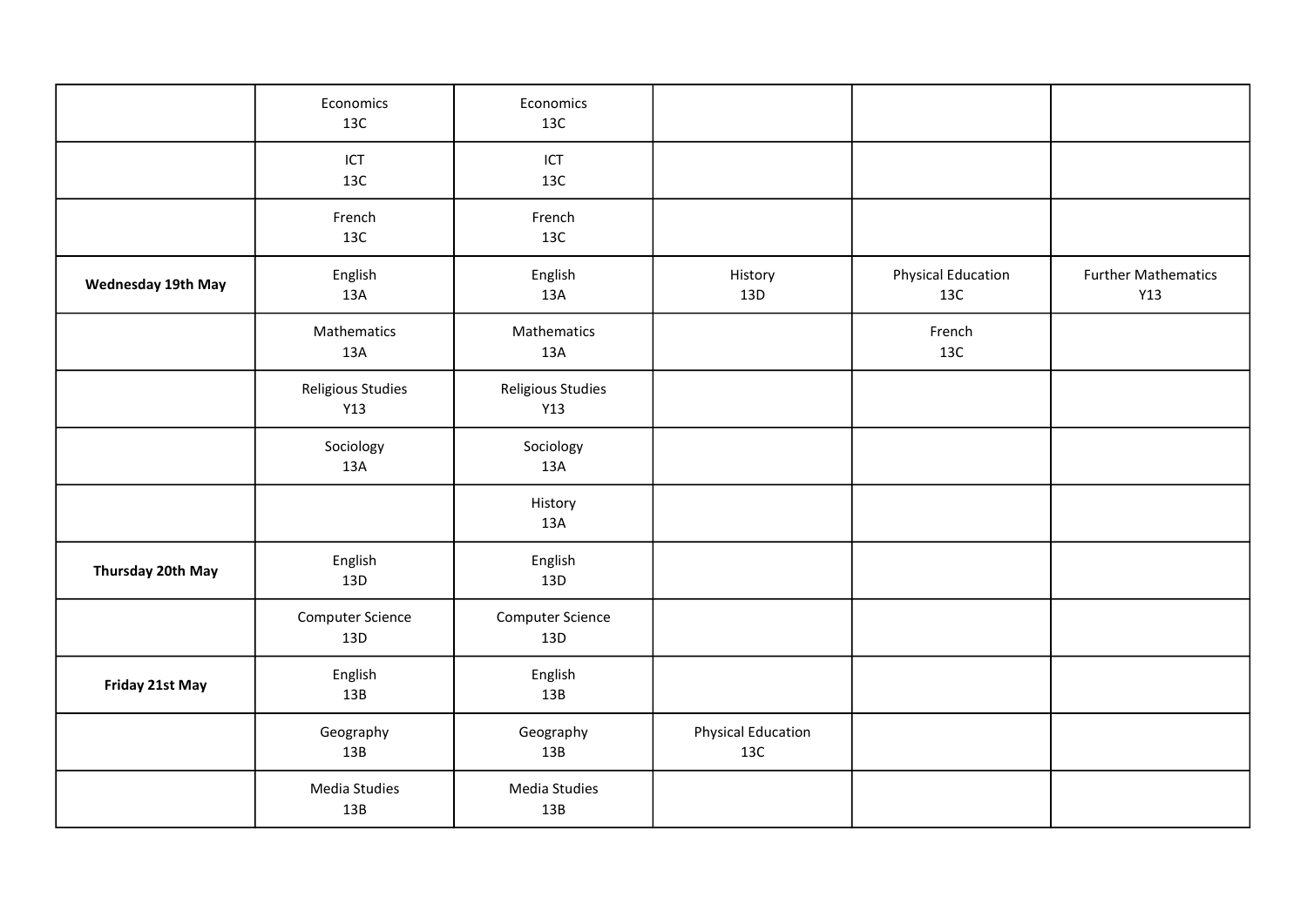| | | | | | |
|---|---|---|---|---|---|
| | Economics 13C | Economics 13C | | | |
| | ICT 13C | ICT 13C | | | |
| | French 13C | French 13C | | | |
| **Wednesday 19th May** | English 13A | English 13A | History 13D | Physical Education 13C | Further Mathematics Y13 |
| | Mathematics 13A | Mathematics 13A | | French 13C | |
| | Religious Studies Y13 | Religious Studies Y13 | | | |
| | Sociology 13A | Sociology 13A | | | |
| | | History 13A | | | |
| **Thursday 20th May** | English 13D | English 13D | | | |
| | Computer Science 13D | Computer Science 13D | | | |
| **Friday 21st May** | English 13B | English 13B | | | |
| | Geography 13B | Geography 13B | Physical Education 13C | | |
| | Media Studies 13B | Media Studies 13B | | | |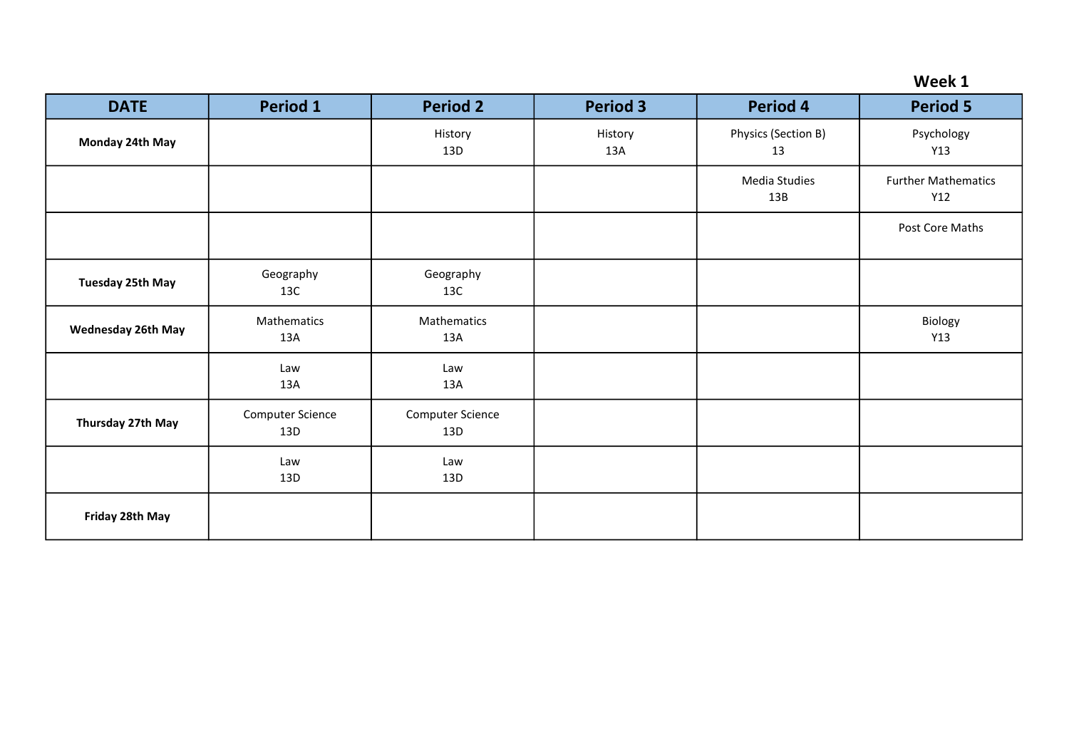**Week 1**

| DATE | Period 1 | Period 2 | Period 3 | Period 4 | Period 5 |
|---|---|---|---|---|---|
| **Monday 24th May** | | History<br>13D | History<br>13A | Physics (Section B)<br>13 | Psychology<br>Y13 |
| | | | | Media Studies<br>13B | Further Mathematics<br>Y12 |
| | | | | | Post Core Maths |
| **Tuesday 25th May** | Geography<br>13C | Geography<br>13C | | | |
| **Wednesday 26th May** | Mathematics<br>13A | Mathematics<br>13A | | | Biology<br>Y13 |
| | Law<br>13A | Law<br>13A | | | |
| **Thursday 27th May** | Computer Science<br>13D | Computer Science<br>13D | | | |
| | Law<br>13D | Law<br>13D | | | |
| **Friday 28th May** | | | | | |